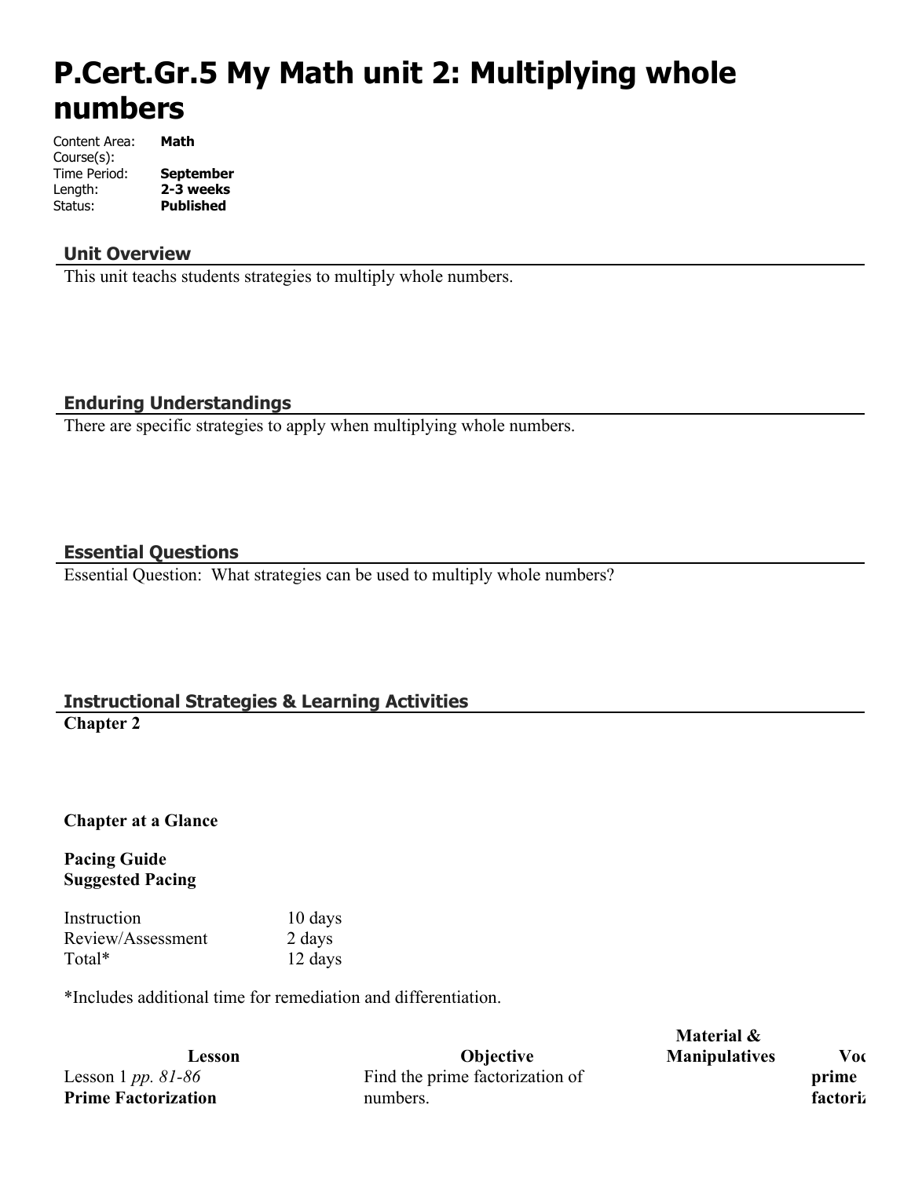# P.Cert.Gr.5 My Math unit 2: Multiplying whole numbers

Content Area: **Math**
Course(s):
Time Period: **September**
Length: **2-3 weeks**
Status: **Published**

## Unit Overview

This unit teachs students strategies to multiply whole numbers.

## Enduring Understandings

There are specific strategies to apply when multiplying whole numbers.

## Essential Questions

Essential Question: What strategies can be used to multiply whole numbers?

## Instructional Strategies & Learning Activities

**Chapter 2**

**Chapter at a Glance**

**Pacing Guide**
**Suggested Pacing**

| | |
|---|---|
| Instruction | 10 days |
| Review/Assessment | 2 days |
| Total* | 12 days |

*Includes additional time for remediation and differentiation.

| Lesson | Objective | Material & Manipulatives | Voc |
|---|---|---|---|
| Lesson 1 *pp. 81-86* **Prime Factorization** | Find the prime factorization of numbers. | | **prime factoriz** |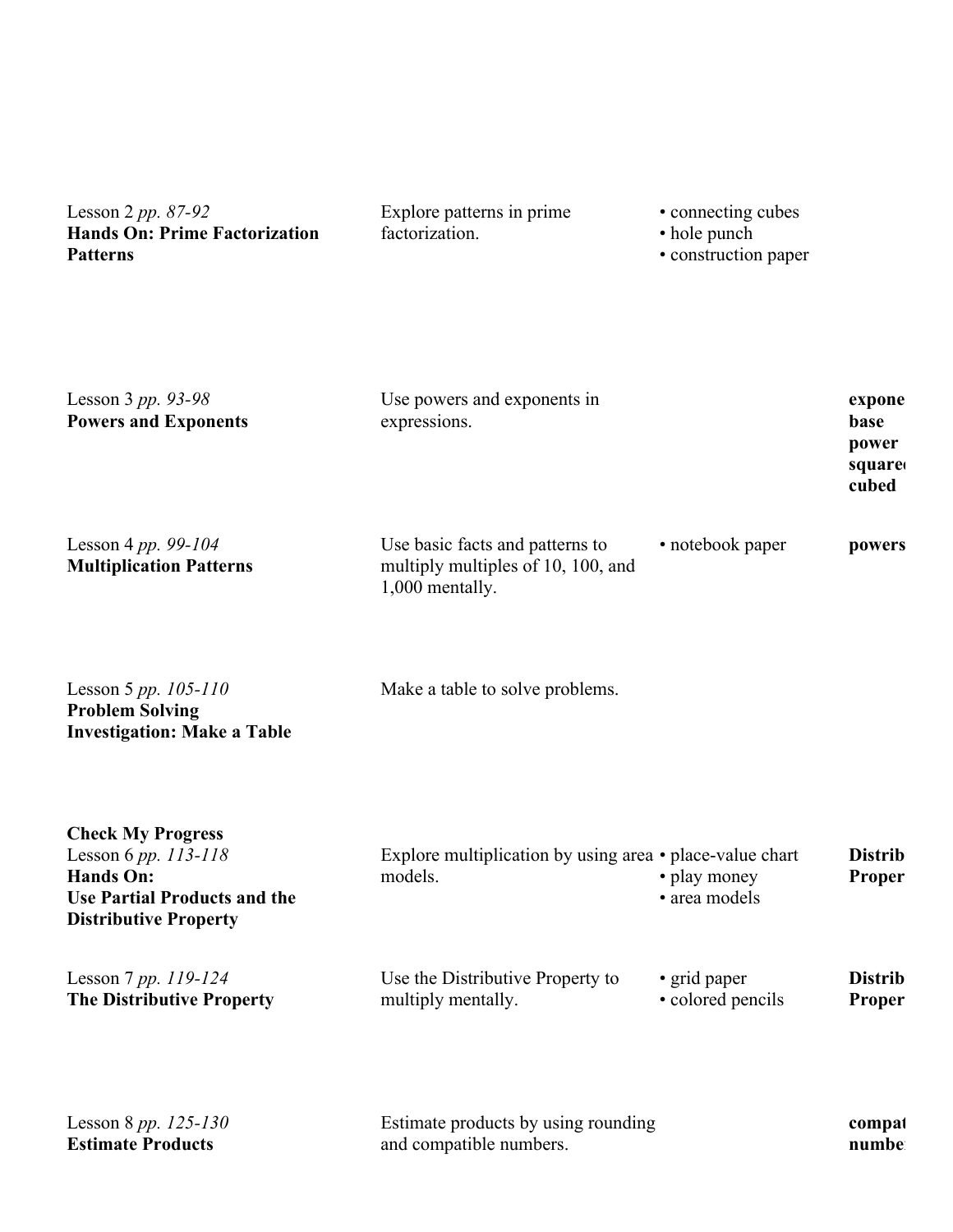| | | | |
|---|---|---|---|
| Lesson 2 *pp. 87-92*<br>**Hands On: Prime Factorization Patterns** | Explore patterns in prime factorization. | • connecting cubes<br>• hole punch<br>• construction paper | |
| Lesson 3 *pp. 93-98*<br>**Powers and Exponents** | Use powers and exponents in expressions. | | **expone**<br>**base**<br>**power**<br>**square**<br>**cubed** |
| Lesson 4 *pp. 99-104*<br>**Multiplication Patterns** | Use basic facts and patterns to multiply multiples of 10, 100, and 1,000 mentally. | • notebook paper | **powers** |
| Lesson 5 *pp. 105-110*<br>**Problem Solving Investigation: Make a Table** | Make a table to solve problems. | | |
| **Check My Progress**<br>Lesson 6 *pp. 113-118*<br>**Hands On: Use Partial Products and the Distributive Property** | Explore multiplication by using area models. | • place-value chart<br>• play money<br>• area models | **Distrib**<br>**Proper** |
| Lesson 7 *pp. 119-124*<br>**The Distributive Property** | Use the Distributive Property to multiply mentally. | • grid paper<br>• colored pencils | **Distrib**<br>**Proper** |
| Lesson 8 *pp. 125-130*<br>**Estimate Products** | Estimate products by using rounding and compatible numbers. | | **compat**<br>**numbe** |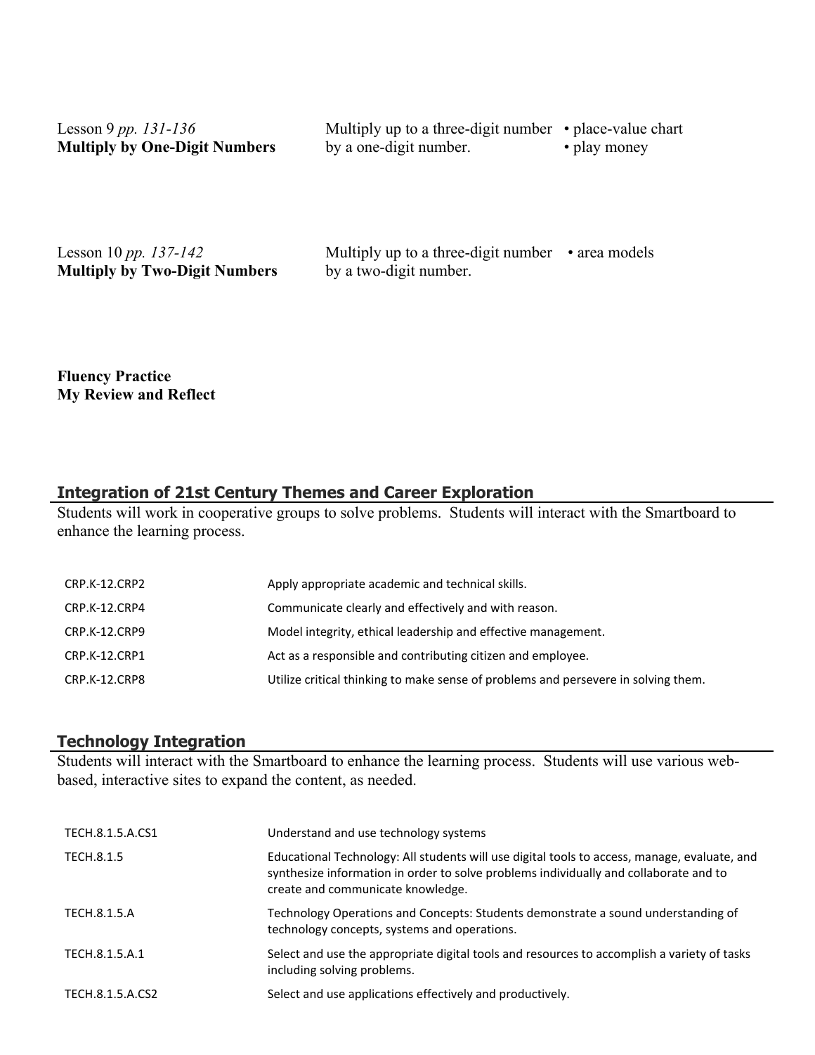| | | |
|---|---|---|
| Lesson 9 *pp. 131-136*<br>**Multiply by One-Digit Numbers** | Multiply up to a three-digit number by a one-digit number. | • place-value chart<br>• play money |
| Lesson 10 *pp. 137-142*<br>**Multiply by Two-Digit Numbers** | Multiply up to a three-digit number by a two-digit number. | • area models |

**Fluency Practice**
**My Review and Reflect**

## Integration of 21st Century Themes and Career Exploration

Students will work in cooperative groups to solve problems. Students will interact with the Smartboard to enhance the learning process.

| | |
|---|---|
| CRP.K-12.CRP2 | Apply appropriate academic and technical skills. |
| CRP.K-12.CRP4 | Communicate clearly and effectively and with reason. |
| CRP.K-12.CRP9 | Model integrity, ethical leadership and effective management. |
| CRP.K-12.CRP1 | Act as a responsible and contributing citizen and employee. |
| CRP.K-12.CRP8 | Utilize critical thinking to make sense of problems and persevere in solving them. |

## Technology Integration

Students will interact with the Smartboard to enhance the learning process. Students will use various web-based, interactive sites to expand the content, as needed.

| | |
|---|---|
| TECH.8.1.5.A.CS1 | Understand and use technology systems |
| TECH.8.1.5 | Educational Technology: All students will use digital tools to access, manage, evaluate, and synthesize information in order to solve problems individually and collaborate and to create and communicate knowledge. |
| TECH.8.1.5.A | Technology Operations and Concepts: Students demonstrate a sound understanding of technology concepts, systems and operations. |
| TECH.8.1.5.A.1 | Select and use the appropriate digital tools and resources to accomplish a variety of tasks including solving problems. |
| TECH.8.1.5.A.CS2 | Select and use applications effectively and productively. |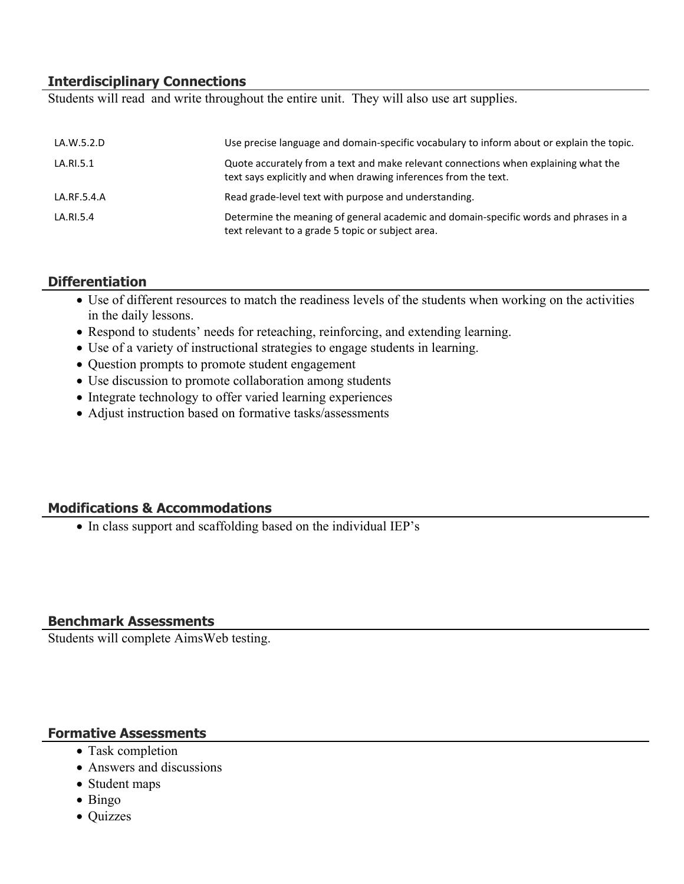## Interdisciplinary Connections

Students will read and write throughout the entire unit. They will also use art supplies.

| | |
|---|---|
| LA.W.5.2.D | Use precise language and domain-specific vocabulary to inform about or explain the topic. |
| LA.RI.5.1 | Quote accurately from a text and make relevant connections when explaining what the text says explicitly and when drawing inferences from the text. |
| LA.RF.5.4.A | Read grade-level text with purpose and understanding. |
| LA.RI.5.4 | Determine the meaning of general academic and domain-specific words and phrases in a text relevant to a grade 5 topic or subject area. |

## Differentiation

- Use of different resources to match the readiness levels of the students when working on the activities in the daily lessons.
- Respond to students' needs for reteaching, reinforcing, and extending learning.
- Use of a variety of instructional strategies to engage students in learning.
- Question prompts to promote student engagement
- Use discussion to promote collaboration among students
- Integrate technology to offer varied learning experiences
- Adjust instruction based on formative tasks/assessments

## Modifications & Accommodations

- In class support and scaffolding based on the individual IEP's

## Benchmark Assessments

Students will complete AimsWeb testing.

## Formative Assessments

- Task completion
- Answers and discussions
- Student maps
- Bingo
- Quizzes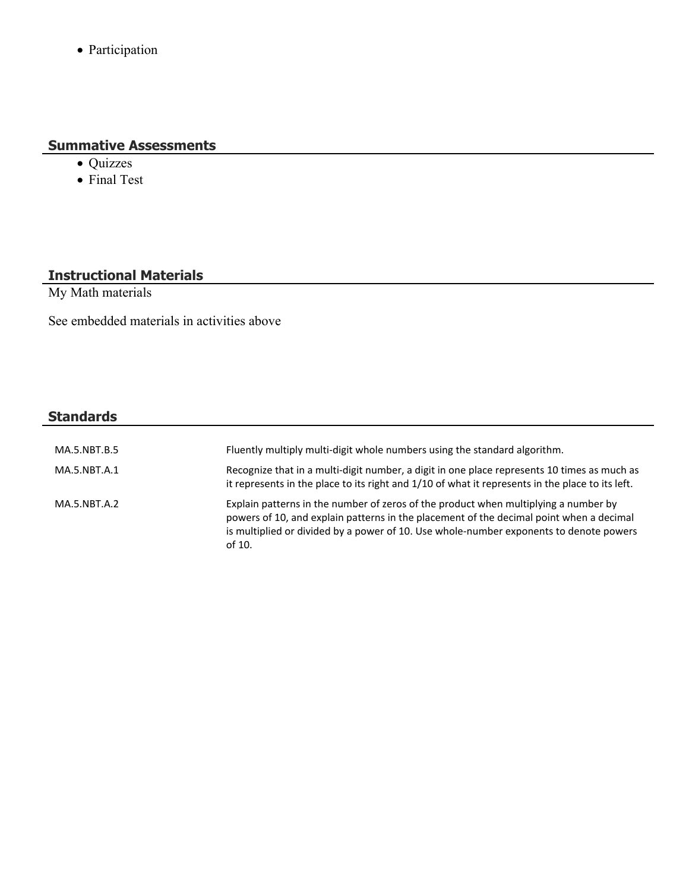- Participation

## Summative Assessments

- Quizzes
- Final Test

## Instructional Materials

My Math materials

See embedded materials in activities above

## Standards

| | |
|---|---|
| MA.5.NBT.B.5 | Fluently multiply multi-digit whole numbers using the standard algorithm. |
| MA.5.NBT.A.1 | Recognize that in a multi-digit number, a digit in one place represents 10 times as much as it represents in the place to its right and 1/10 of what it represents in the place to its left. |
| MA.5.NBT.A.2 | Explain patterns in the number of zeros of the product when multiplying a number by powers of 10, and explain patterns in the placement of the decimal point when a decimal is multiplied or divided by a power of 10. Use whole-number exponents to denote powers of 10. |